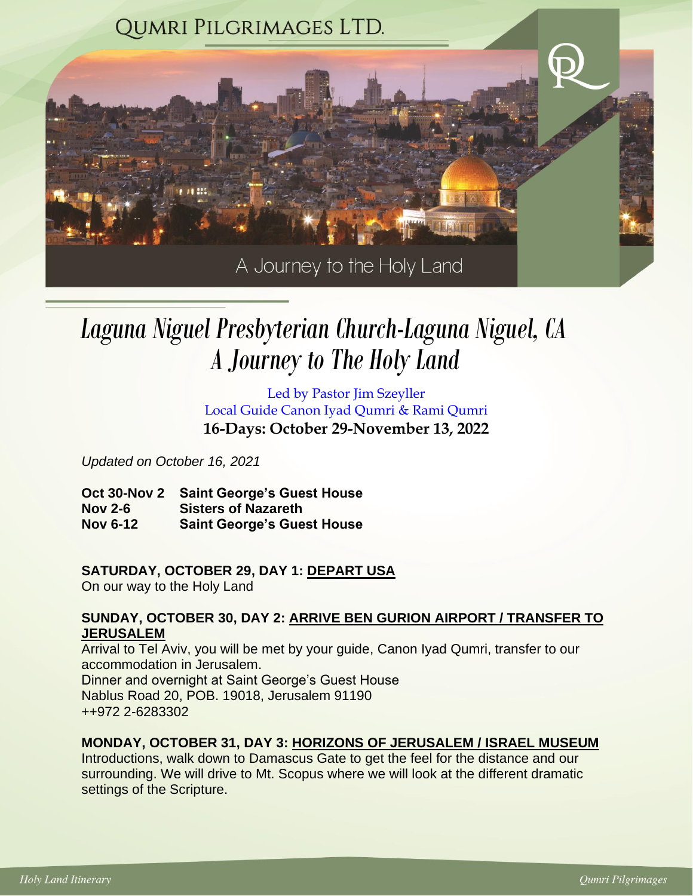QUMRI PILGRIMAGES LTD.

A Journey to the Holy Land

# *Laguna Niguel Presbyterian Church-Laguna Niguel, CA*
# *A Journey to The Holy Land*

Led by Pastor Jim Szeyller
Local Guide Canon Iyad Qumri & Rami Qumri
**16-Days: October 29-November 13, 2022**

*Updated on October 16, 2021*

| | |
|---|---|
| **Oct 30-Nov 2** | **Saint George's Guest House** |
| **Nov 2-6** | **Sisters of Nazareth** |
| **Nov 6-12** | **Saint George's Guest House** |

**SATURDAY, OCTOBER 29, DAY 1: DEPART USA**
On our way to the Holy Land

**SUNDAY, OCTOBER 30, DAY 2: ARRIVE BEN GURION AIRPORT / TRANSFER TO JERUSALEM**
Arrival to Tel Aviv, you will be met by your guide, Canon Iyad Qumri, transfer to our accommodation in Jerusalem.
Dinner and overnight at Saint George's Guest House
Nablus Road 20, POB. 19018, Jerusalem 91190
++972 2-6283302

**MONDAY, OCTOBER 31, DAY 3: HORIZONS OF JERUSALEM / ISRAEL MUSEUM**
Introductions, walk down to Damascus Gate to get the feel for the distance and our surrounding. We will drive to Mt. Scopus where we will look at the different dramatic settings of the Scripture.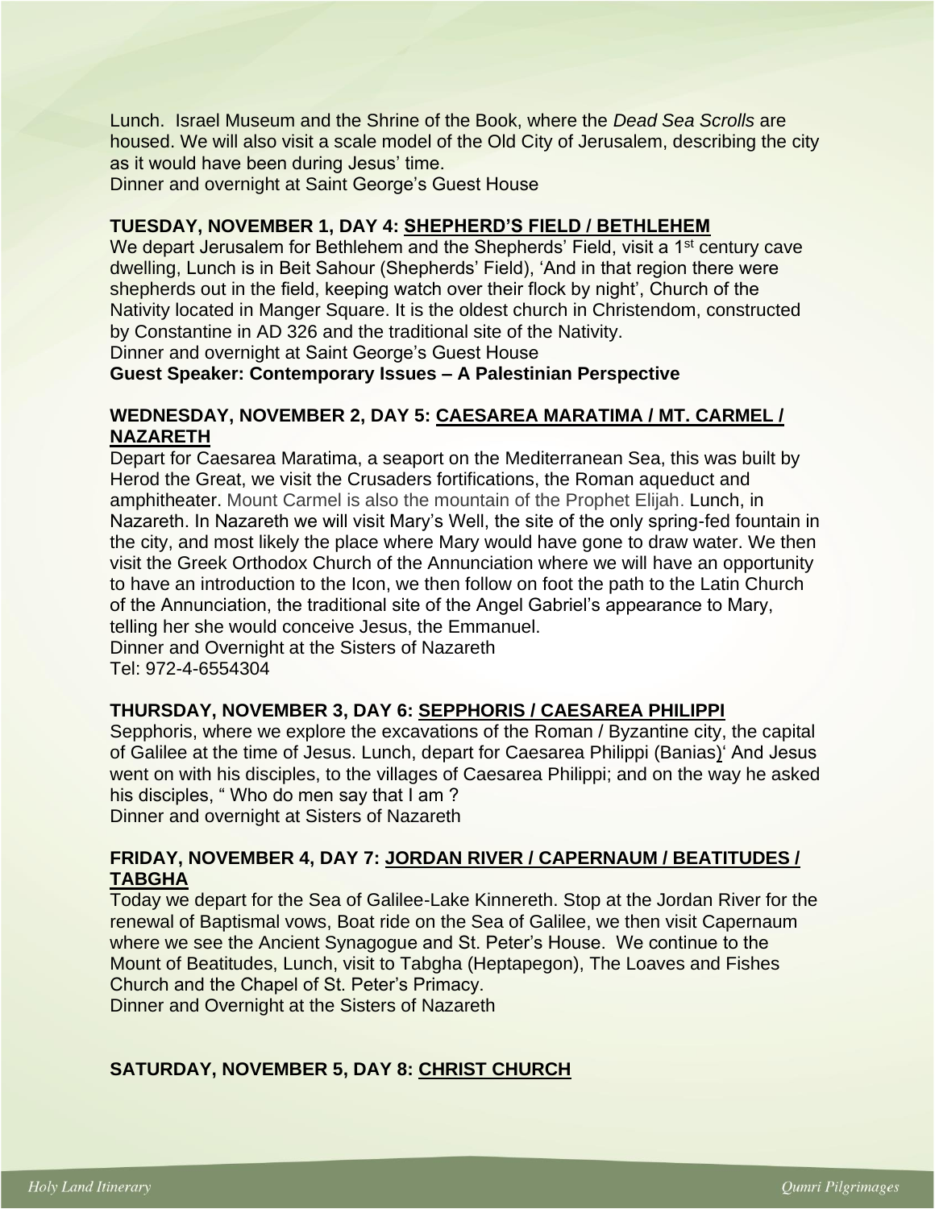Lunch. Israel Museum and the Shrine of the Book, where the *Dead Sea Scrolls* are housed. We will also visit a scale model of the Old City of Jerusalem, describing the city as it would have been during Jesus' time.
Dinner and overnight at Saint George's Guest House

**TUESDAY, NOVEMBER 1, DAY 4: SHEPHERD'S FIELD / BETHLEHEM**

We depart Jerusalem for Bethlehem and the Shepherds' Field, visit a 1st century cave dwelling, Lunch is in Beit Sahour (Shepherds' Field), 'And in that region there were shepherds out in the field, keeping watch over their flock by night', Church of the Nativity located in Manger Square. It is the oldest church in Christendom, constructed by Constantine in AD 326 and the traditional site of the Nativity.
Dinner and overnight at Saint George's Guest House
**Guest Speaker: Contemporary Issues – A Palestinian Perspective**

**WEDNESDAY, NOVEMBER 2, DAY 5: CAESAREA MARATIMA / MT. CARMEL / NAZARETH**

Depart for Caesarea Maratima, a seaport on the Mediterranean Sea, this was built by Herod the Great, we visit the Crusaders fortifications, the Roman aqueduct and amphitheater. Mount Carmel is also the mountain of the Prophet Elijah. Lunch, in Nazareth. In Nazareth we will visit Mary's Well, the site of the only spring-fed fountain in the city, and most likely the place where Mary would have gone to draw water. We then visit the Greek Orthodox Church of the Annunciation where we will have an opportunity to have an introduction to the Icon, we then follow on foot the path to the Latin Church of the Annunciation, the traditional site of the Angel Gabriel's appearance to Mary, telling her she would conceive Jesus, the Emmanuel.
Dinner and Overnight at the Sisters of Nazareth
Tel: 972-4-6554304

**THURSDAY, NOVEMBER 3, DAY 6: SEPPHORIS / CAESAREA PHILIPPI**

Sepphoris, where we explore the excavations of the Roman / Byzantine city, the capital of Galilee at the time of Jesus. Lunch, depart for Caesarea Philippi (Banias)' And Jesus went on with his disciples, to the villages of Caesarea Philippi; and on the way he asked his disciples, " Who do men say that I am ?
Dinner and overnight at Sisters of Nazareth

**FRIDAY, NOVEMBER 4, DAY 7: JORDAN RIVER / CAPERNAUM / BEATITUDES / TABGHA**

Today we depart for the Sea of Galilee-Lake Kinnereth. Stop at the Jordan River for the renewal of Baptismal vows, Boat ride on the Sea of Galilee, we then visit Capernaum where we see the Ancient Synagogue and St. Peter's House. We continue to the Mount of Beatitudes, Lunch, visit to Tabgha (Heptapegon), The Loaves and Fishes Church and the Chapel of St. Peter's Primacy.
Dinner and Overnight at the Sisters of Nazareth

**SATURDAY, NOVEMBER 5, DAY 8: CHRIST CHURCH**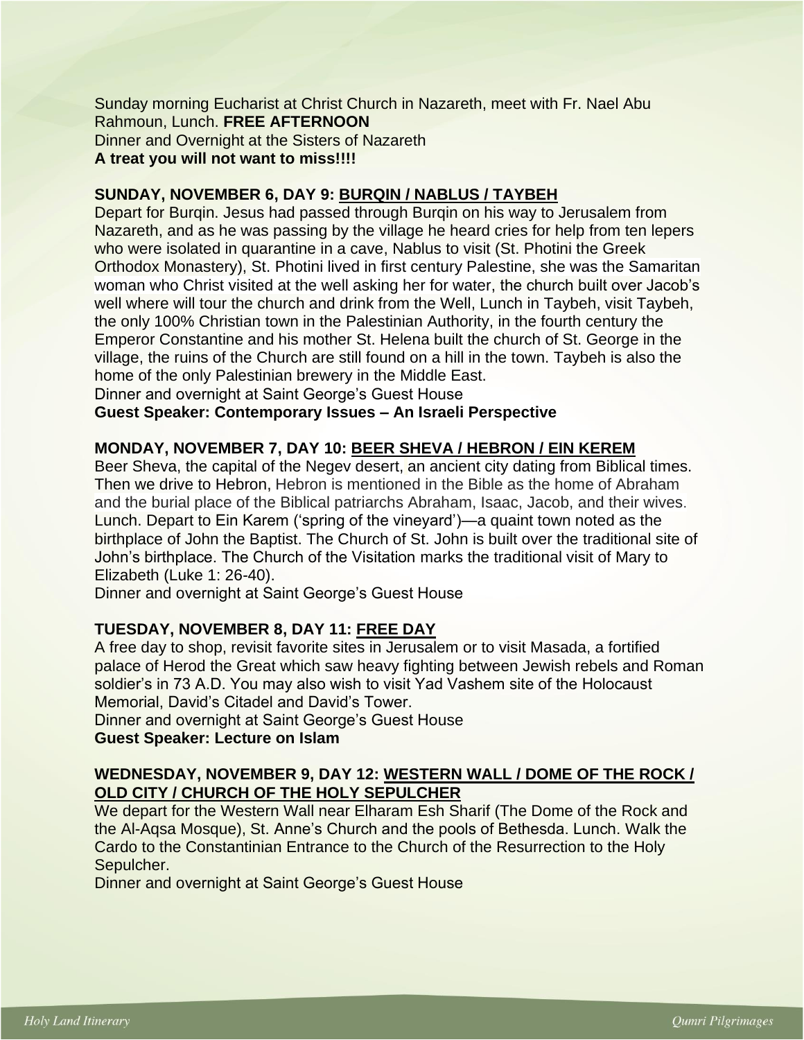Sunday morning Eucharist at Christ Church in Nazareth, meet with Fr. Nael Abu Rahmoun, Lunch. **FREE AFTERNOON**
Dinner and Overnight at the Sisters of Nazareth
**A treat you will not want to miss!!!!**

### SUNDAY, NOVEMBER 6, DAY 9: BURQIN / NABLUS / TAYBEH

Depart for Burqin. Jesus had passed through Burqin on his way to Jerusalem from Nazareth, and as he was passing by the village he heard cries for help from ten lepers who were isolated in quarantine in a cave, Nablus to visit (St. Photini the Greek Orthodox Monastery), St. Photini lived in first century Palestine, she was the Samaritan woman who Christ visited at the well asking her for water, the church built over Jacob's well where will tour the church and drink from the Well, Lunch in Taybeh, visit Taybeh, the only 100% Christian town in the Palestinian Authority, in the fourth century the Emperor Constantine and his mother St. Helena built the church of St. George in the village, the ruins of the Church are still found on a hill in the town. Taybeh is also the home of the only Palestinian brewery in the Middle East.
Dinner and overnight at Saint George's Guest House
**Guest Speaker: Contemporary Issues – An Israeli Perspective**

### MONDAY, NOVEMBER 7, DAY 10: BEER SHEVA / HEBRON / EIN KEREM

Beer Sheva, the capital of the Negev desert, an ancient city dating from Biblical times. Then we drive to Hebron, Hebron is mentioned in the Bible as the home of Abraham and the burial place of the Biblical patriarchs Abraham, Isaac, Jacob, and their wives. Lunch. Depart to Ein Karem ('spring of the vineyard')—a quaint town noted as the birthplace of John the Baptist. The Church of St. John is built over the traditional site of John's birthplace. The Church of the Visitation marks the traditional visit of Mary to Elizabeth (Luke 1: 26-40).
Dinner and overnight at Saint George's Guest House

### TUESDAY, NOVEMBER 8, DAY 11: FREE DAY

A free day to shop, revisit favorite sites in Jerusalem or to visit Masada, a fortified palace of Herod the Great which saw heavy fighting between Jewish rebels and Roman soldier's in 73 A.D. You may also wish to visit Yad Vashem site of the Holocaust Memorial, David's Citadel and David's Tower.
Dinner and overnight at Saint George's Guest House
**Guest Speaker: Lecture on Islam**

### WEDNESDAY, NOVEMBER 9, DAY 12: WESTERN WALL / DOME OF THE ROCK / OLD CITY / CHURCH OF THE HOLY SEPULCHER

We depart for the Western Wall near Elharam Esh Sharif (The Dome of the Rock and the Al-Aqsa Mosque), St. Anne's Church and the pools of Bethesda. Lunch. Walk the Cardo to the Constantinian Entrance to the Church of the Resurrection to the Holy Sepulcher.
Dinner and overnight at Saint George's Guest House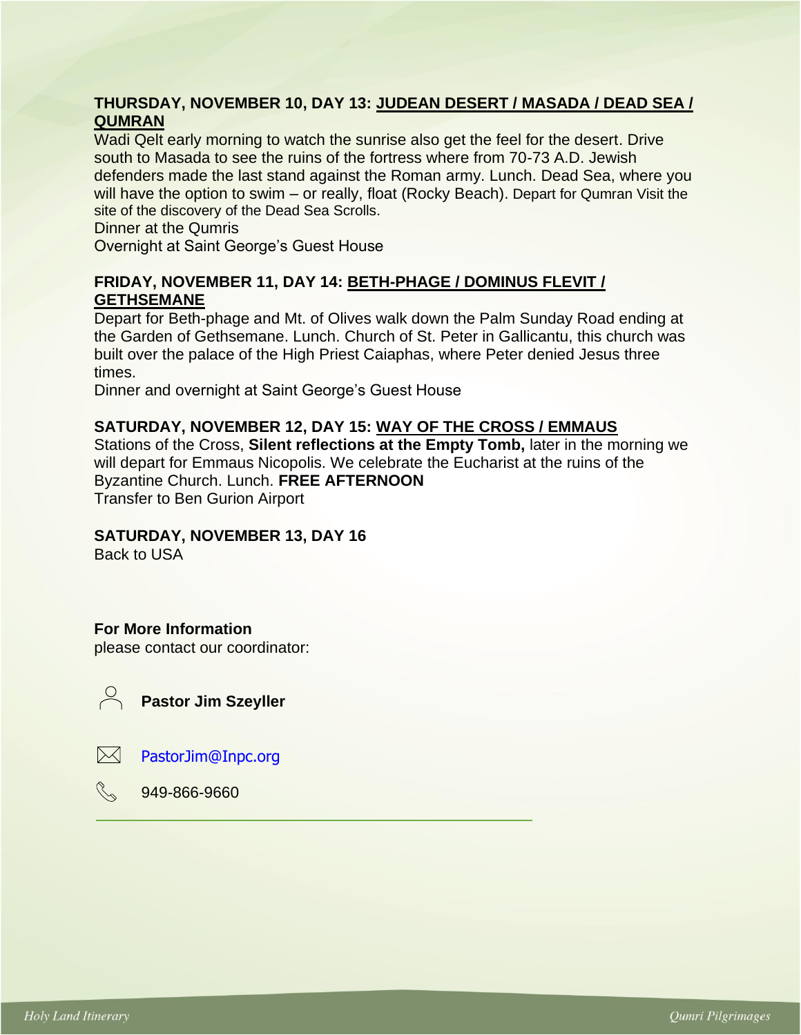**THURSDAY, NOVEMBER 10, DAY 13: <u>JUDEAN DESERT / MASADA / DEAD SEA / QUMRAN</u>**

Wadi Qelt early morning to watch the sunrise also get the feel for the desert. Drive south to Masada to see the ruins of the fortress where from 70-73 A.D. Jewish defenders made the last stand against the Roman army. Lunch. Dead Sea, where you will have the option to swim – or really, float (Rocky Beach). Depart for Qumran Visit the site of the discovery of the Dead Sea Scrolls.
Dinner at the Qumris
Overnight at Saint George's Guest House

**FRIDAY, NOVEMBER 11, DAY 14: <u>BETH-PHAGE / DOMINUS FLEVIT / GETHSEMANE</u>**

Depart for Beth-phage and Mt. of Olives walk down the Palm Sunday Road ending at the Garden of Gethsemane. Lunch. Church of St. Peter in Gallicantu, this church was built over the palace of the High Priest Caiaphas, where Peter denied Jesus three times.
Dinner and overnight at Saint George's Guest House

**SATURDAY, NOVEMBER 12, DAY 15: <u>WAY OF THE CROSS / EMMAUS</u>**

Stations of the Cross, **Silent reflections at the Empty Tomb,** later in the morning we will depart for Emmaus Nicopolis. We celebrate the Eucharist at the ruins of the Byzantine Church. Lunch. **FREE AFTERNOON**
Transfer to Ben Gurion Airport

**SATURDAY, NOVEMBER 13, DAY 16**

Back to USA

**For More Information**
please contact our coordinator:

**Pastor Jim Szeyller**

PastorJim@Inpc.org

949-866-9660